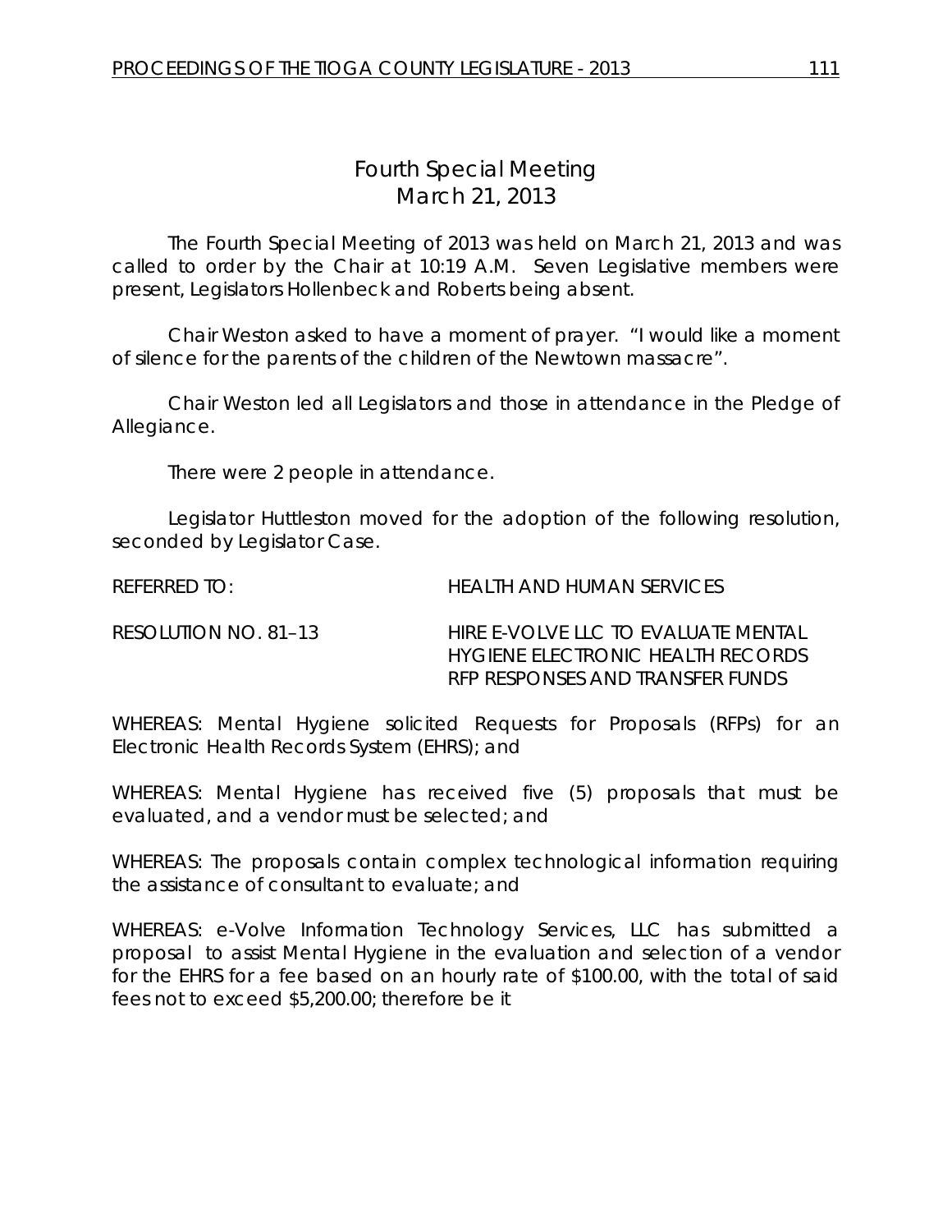# Fourth Special Meeting
## March 21, 2013

The Fourth Special Meeting of 2013 was held on March 21, 2013 and was called to order by the Chair at 10:19 A.M. Seven Legislative members were present, Legislators Hollenbeck and Roberts being absent.

Chair Weston asked to have a moment of prayer. "I would like a moment of silence for the parents of the children of the Newtown massacre".

Chair Weston led all Legislators and those in attendance in the Pledge of Allegiance.

There were 2 people in attendance.

Legislator Huttleston moved for the adoption of the following resolution, seconded by Legislator Case.

REFERRED TO: HEALTH AND HUMAN SERVICES

RESOLUTION NO. 81–13 HIRE E-VOLVE LLC TO EVALUATE MENTAL HYGIENE ELECTRONIC HEALTH RECORDS RFP RESPONSES AND TRANSFER FUNDS

WHEREAS: Mental Hygiene solicited Requests for Proposals (RFPs) for an Electronic Health Records System (EHRS); and

WHEREAS: Mental Hygiene has received five (5) proposals that must be evaluated, and a vendor must be selected; and

WHEREAS: The proposals contain complex technological information requiring the assistance of consultant to evaluate; and

WHEREAS: e-Volve Information Technology Services, LLC has submitted a proposal to assist Mental Hygiene in the evaluation and selection of a vendor for the EHRS for a fee based on an hourly rate of $100.00, with the total of said fees not to exceed $5,200.00; therefore be it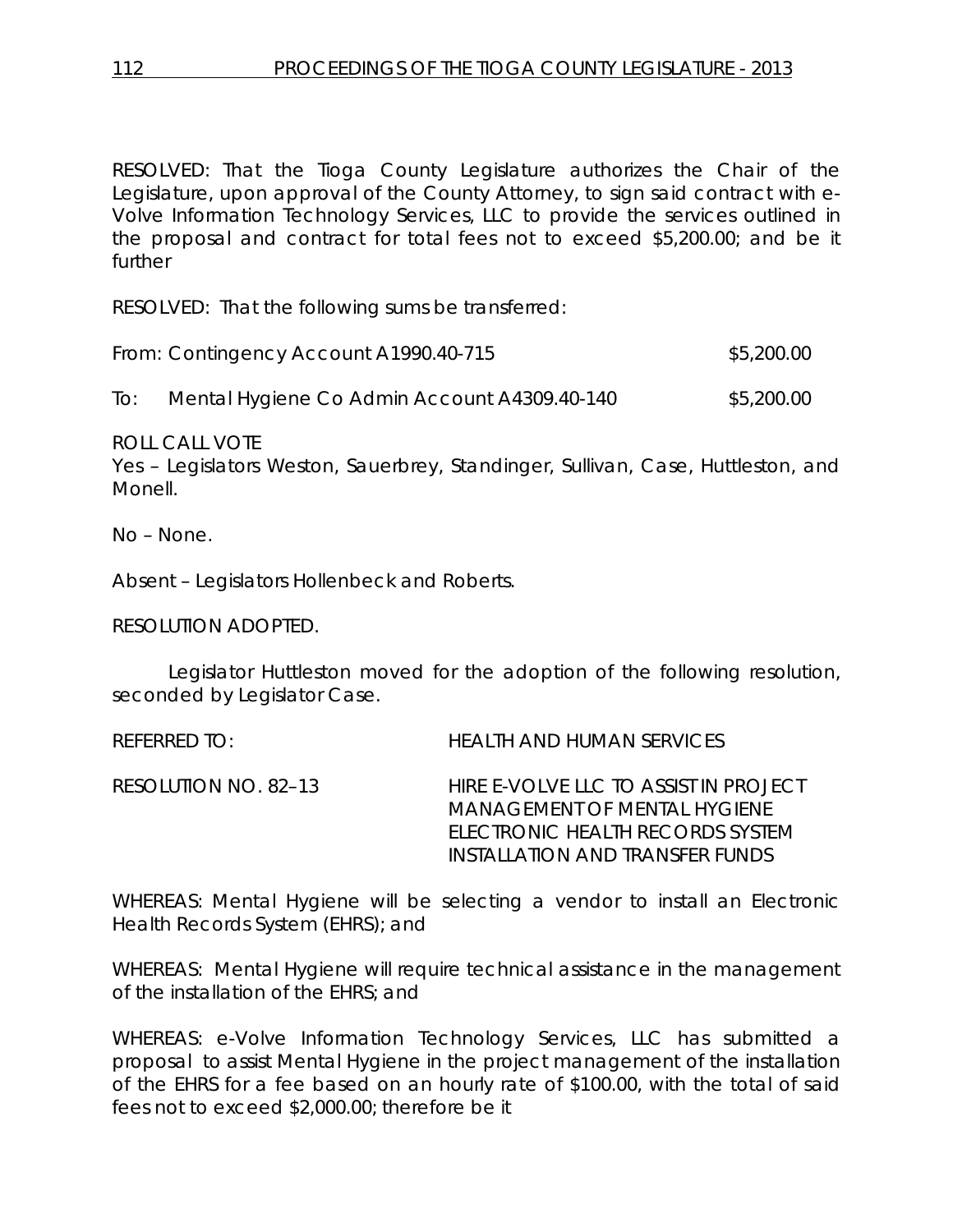RESOLVED: That the Tioga County Legislature authorizes the Chair of the Legislature, upon approval of the County Attorney, to sign said contract with e-Volve Information Technology Services, LLC to provide the services outlined in the proposal and contract for total fees not to exceed $5,200.00; and be it further

RESOLVED: That the following sums be transferred:

| | | |
|---|---|---|
| From: | Contingency Account A1990.40-715 | $5,200.00 |
| To: | Mental Hygiene Co Admin Account A4309.40-140 | $5,200.00 |

ROLL CALL VOTE
Yes – Legislators Weston, Sauerbrey, Standinger, Sullivan, Case, Huttleston, and Monell.

No – None.

Absent – Legislators Hollenbeck and Roberts.

RESOLUTION ADOPTED.

Legislator Huttleston moved for the adoption of the following resolution, seconded by Legislator Case.

REFERRED TO: HEALTH AND HUMAN SERVICES

RESOLUTION NO. 82–13 HIRE E-VOLVE LLC TO ASSIST IN PROJECT MANAGEMENT OF MENTAL HYGIENE ELECTRONIC HEALTH RECORDS SYSTEM INSTALLATION AND TRANSFER FUNDS

WHEREAS: Mental Hygiene will be selecting a vendor to install an Electronic Health Records System (EHRS); and

WHEREAS: Mental Hygiene will require technical assistance in the management of the installation of the EHRS; and

WHEREAS: e-Volve Information Technology Services, LLC has submitted a proposal to assist Mental Hygiene in the project management of the installation of the EHRS for a fee based on an hourly rate of $100.00, with the total of said fees not to exceed $2,000.00; therefore be it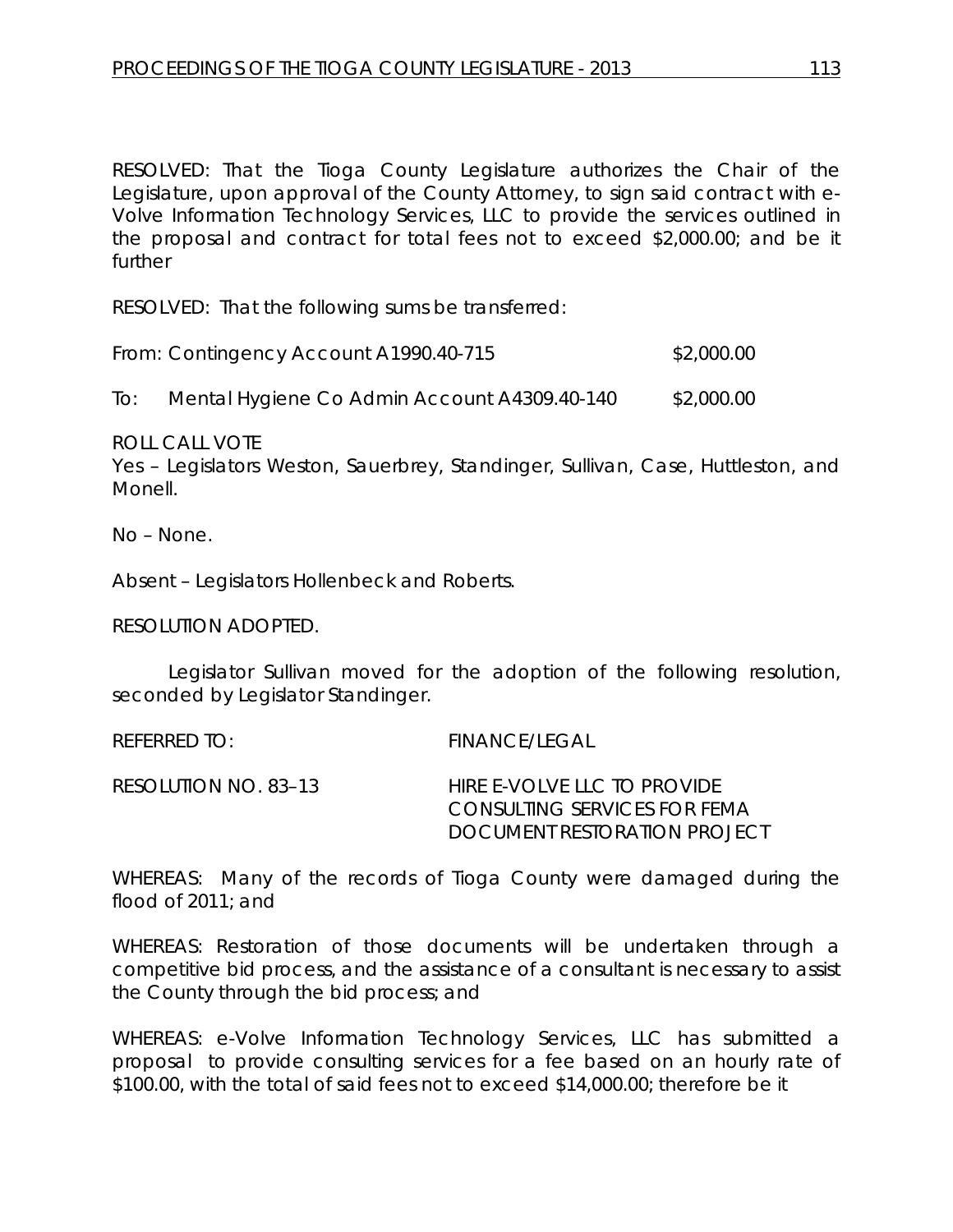RESOLVED: That the Tioga County Legislature authorizes the Chair of the Legislature, upon approval of the County Attorney, to sign said contract with e-Volve Information Technology Services, LLC to provide the services outlined in the proposal and contract for total fees not to exceed $2,000.00; and be it further

RESOLVED: That the following sums be transferred:

| | | |
|---|---|---|
| From: | Contingency Account A1990.40-715 | $2,000.00 |
| To: | Mental Hygiene Co Admin Account A4309.40-140 | $2,000.00 |

ROLL CALL VOTE
Yes – Legislators Weston, Sauerbrey, Standinger, Sullivan, Case, Huttleston, and Monell.

No – None.

Absent – Legislators Hollenbeck and Roberts.

RESOLUTION ADOPTED.

Legislator Sullivan moved for the adoption of the following resolution, seconded by Legislator Standinger.

REFERRED TO: FINANCE/LEGAL

RESOLUTION NO. 83–13 HIRE E-VOLVE LLC TO PROVIDE CONSULTING SERVICES FOR FEMA DOCUMENT RESTORATION PROJECT

WHEREAS: Many of the records of Tioga County were damaged during the flood of 2011; and

WHEREAS: Restoration of those documents will be undertaken through a competitive bid process, and the assistance of a consultant is necessary to assist the County through the bid process; and

WHEREAS: e-Volve Information Technology Services, LLC has submitted a proposal to provide consulting services for a fee based on an hourly rate of $100.00, with the total of said fees not to exceed $14,000.00; therefore be it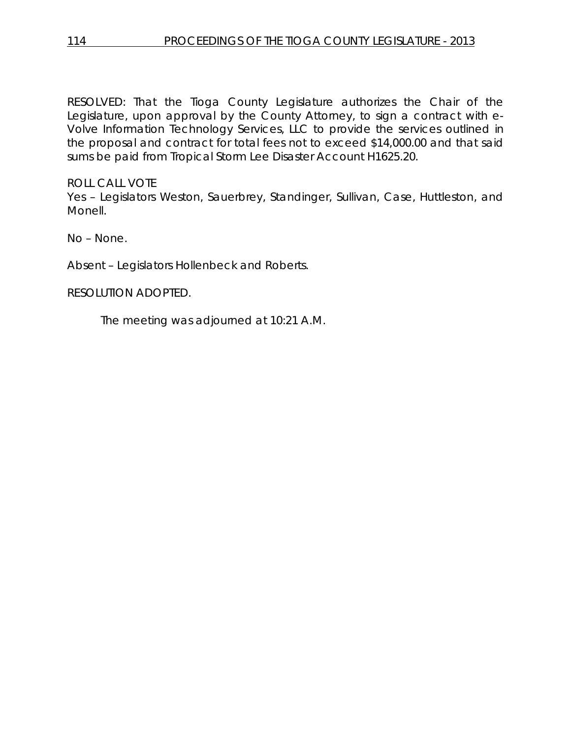RESOLVED: That the Tioga County Legislature authorizes the Chair of the Legislature, upon approval by the County Attorney, to sign a contract with e-Volve Information Technology Services, LLC to provide the services outlined in the proposal and contract for total fees not to exceed $14,000.00 and that said sums be paid from Tropical Storm Lee Disaster Account H1625.20.

ROLL CALL VOTE
Yes – Legislators Weston, Sauerbrey, Standinger, Sullivan, Case, Huttleston, and Monell.

No – None.

Absent – Legislators Hollenbeck and Roberts.

RESOLUTION ADOPTED.

The meeting was adjourned at 10:21 A.M.